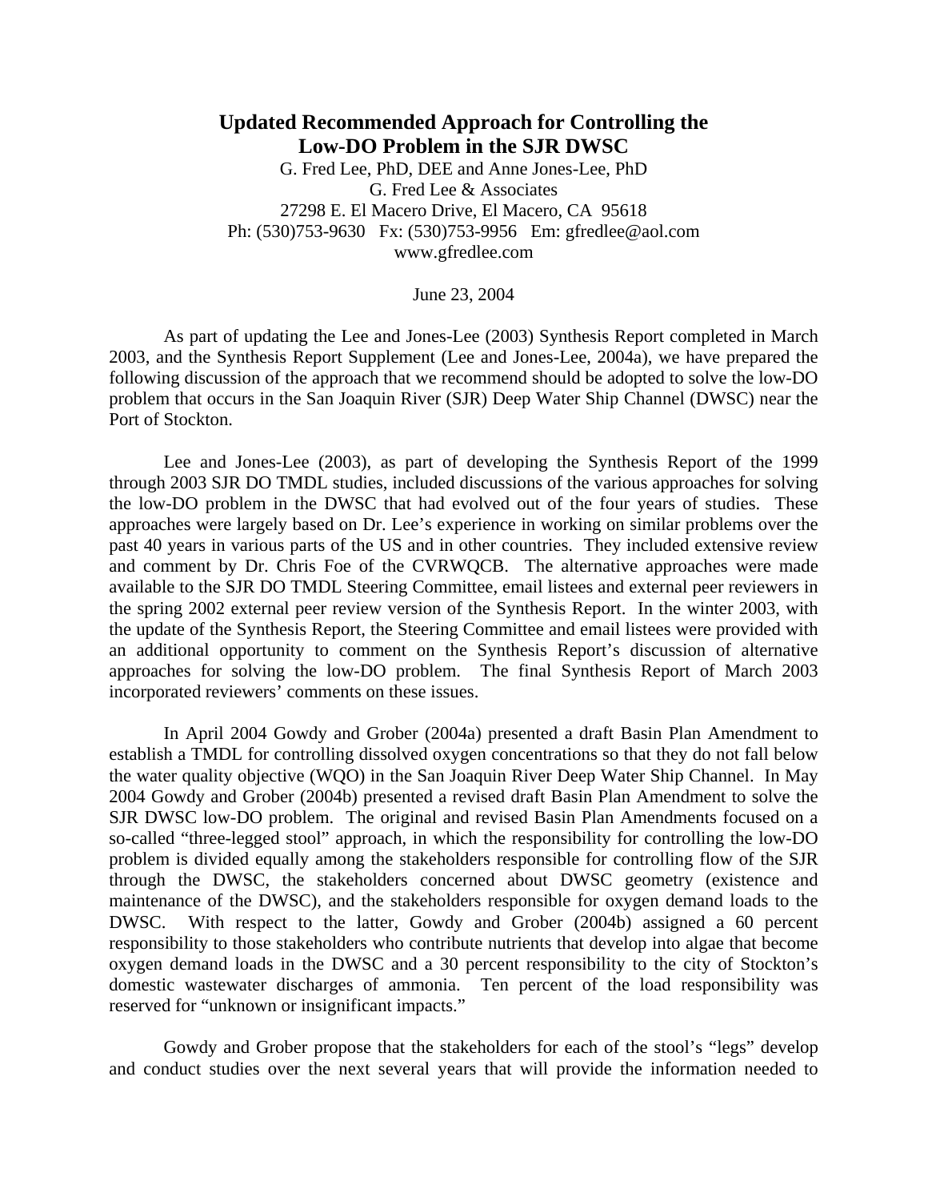# Updated Recommended Approach for Controlling the Low-DO Problem in the SJR DWSC

G. Fred Lee, PhD, DEE and Anne Jones-Lee, PhD
G. Fred Lee & Associates
27298 E. El Macero Drive, El Macero, CA 95618
Ph: (530)753-9630 Fx: (530)753-9956 Em: gfredlee@aol.com
www.gfredlee.com

June 23, 2004

As part of updating the Lee and Jones-Lee (2003) Synthesis Report completed in March 2003, and the Synthesis Report Supplement (Lee and Jones-Lee, 2004a), we have prepared the following discussion of the approach that we recommend should be adopted to solve the low-DO problem that occurs in the San Joaquin River (SJR) Deep Water Ship Channel (DWSC) near the Port of Stockton.

Lee and Jones-Lee (2003), as part of developing the Synthesis Report of the 1999 through 2003 SJR DO TMDL studies, included discussions of the various approaches for solving the low-DO problem in the DWSC that had evolved out of the four years of studies. These approaches were largely based on Dr. Lee's experience in working on similar problems over the past 40 years in various parts of the US and in other countries. They included extensive review and comment by Dr. Chris Foe of the CVRWQCB. The alternative approaches were made available to the SJR DO TMDL Steering Committee, email listees and external peer reviewers in the spring 2002 external peer review version of the Synthesis Report. In the winter 2003, with the update of the Synthesis Report, the Steering Committee and email listees were provided with an additional opportunity to comment on the Synthesis Report's discussion of alternative approaches for solving the low-DO problem. The final Synthesis Report of March 2003 incorporated reviewers' comments on these issues.

In April 2004 Gowdy and Grober (2004a) presented a draft Basin Plan Amendment to establish a TMDL for controlling dissolved oxygen concentrations so that they do not fall below the water quality objective (WQO) in the San Joaquin River Deep Water Ship Channel. In May 2004 Gowdy and Grober (2004b) presented a revised draft Basin Plan Amendment to solve the SJR DWSC low-DO problem. The original and revised Basin Plan Amendments focused on a so-called "three-legged stool" approach, in which the responsibility for controlling the low-DO problem is divided equally among the stakeholders responsible for controlling flow of the SJR through the DWSC, the stakeholders concerned about DWSC geometry (existence and maintenance of the DWSC), and the stakeholders responsible for oxygen demand loads to the DWSC. With respect to the latter, Gowdy and Grober (2004b) assigned a 60 percent responsibility to those stakeholders who contribute nutrients that develop into algae that become oxygen demand loads in the DWSC and a 30 percent responsibility to the city of Stockton's domestic wastewater discharges of ammonia. Ten percent of the load responsibility was reserved for "unknown or insignificant impacts."

Gowdy and Grober propose that the stakeholders for each of the stool's "legs" develop and conduct studies over the next several years that will provide the information needed to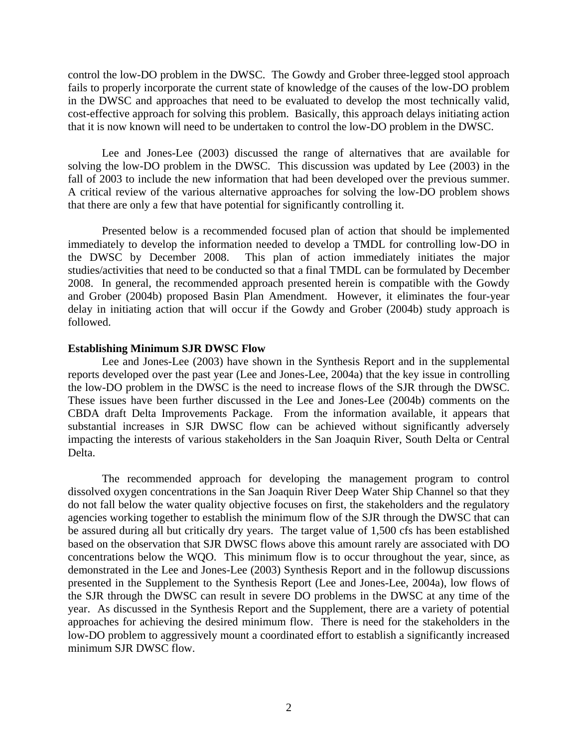control the low-DO problem in the DWSC. The Gowdy and Grober three-legged stool approach fails to properly incorporate the current state of knowledge of the causes of the low-DO problem in the DWSC and approaches that need to be evaluated to develop the most technically valid, cost-effective approach for solving this problem. Basically, this approach delays initiating action that it is now known will need to be undertaken to control the low-DO problem in the DWSC.

Lee and Jones-Lee (2003) discussed the range of alternatives that are available for solving the low-DO problem in the DWSC. This discussion was updated by Lee (2003) in the fall of 2003 to include the new information that had been developed over the previous summer. A critical review of the various alternative approaches for solving the low-DO problem shows that there are only a few that have potential for significantly controlling it.

Presented below is a recommended focused plan of action that should be implemented immediately to develop the information needed to develop a TMDL for controlling low-DO in the DWSC by December 2008. This plan of action immediately initiates the major studies/activities that need to be conducted so that a final TMDL can be formulated by December 2008. In general, the recommended approach presented herein is compatible with the Gowdy and Grober (2004b) proposed Basin Plan Amendment. However, it eliminates the four-year delay in initiating action that will occur if the Gowdy and Grober (2004b) study approach is followed.

**Establishing Minimum SJR DWSC Flow**

Lee and Jones-Lee (2003) have shown in the Synthesis Report and in the supplemental reports developed over the past year (Lee and Jones-Lee, 2004a) that the key issue in controlling the low-DO problem in the DWSC is the need to increase flows of the SJR through the DWSC. These issues have been further discussed in the Lee and Jones-Lee (2004b) comments on the CBDA draft Delta Improvements Package. From the information available, it appears that substantial increases in SJR DWSC flow can be achieved without significantly adversely impacting the interests of various stakeholders in the San Joaquin River, South Delta or Central Delta.

The recommended approach for developing the management program to control dissolved oxygen concentrations in the San Joaquin River Deep Water Ship Channel so that they do not fall below the water quality objective focuses on first, the stakeholders and the regulatory agencies working together to establish the minimum flow of the SJR through the DWSC that can be assured during all but critically dry years. The target value of 1,500 cfs has been established based on the observation that SJR DWSC flows above this amount rarely are associated with DO concentrations below the WQO. This minimum flow is to occur throughout the year, since, as demonstrated in the Lee and Jones-Lee (2003) Synthesis Report and in the followup discussions presented in the Supplement to the Synthesis Report (Lee and Jones-Lee, 2004a), low flows of the SJR through the DWSC can result in severe DO problems in the DWSC at any time of the year. As discussed in the Synthesis Report and the Supplement, there are a variety of potential approaches for achieving the desired minimum flow. There is need for the stakeholders in the low-DO problem to aggressively mount a coordinated effort to establish a significantly increased minimum SJR DWSC flow.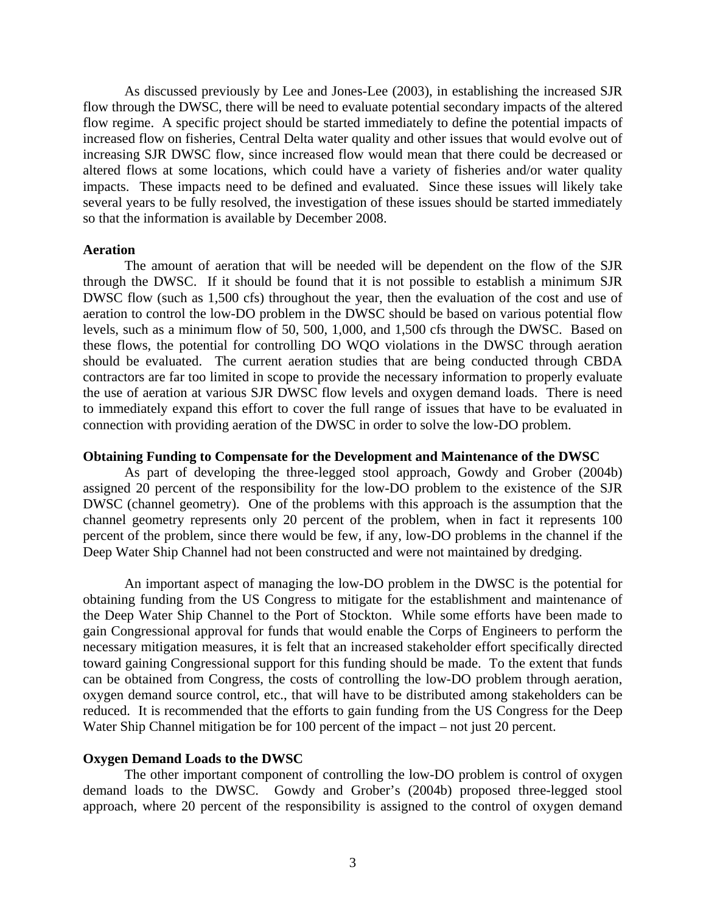As discussed previously by Lee and Jones-Lee (2003), in establishing the increased SJR flow through the DWSC, there will be need to evaluate potential secondary impacts of the altered flow regime. A specific project should be started immediately to define the potential impacts of increased flow on fisheries, Central Delta water quality and other issues that would evolve out of increasing SJR DWSC flow, since increased flow would mean that there could be decreased or altered flows at some locations, which could have a variety of fisheries and/or water quality impacts. These impacts need to be defined and evaluated. Since these issues will likely take several years to be fully resolved, the investigation of these issues should be started immediately so that the information is available by December 2008.

**Aeration**

The amount of aeration that will be needed will be dependent on the flow of the SJR through the DWSC. If it should be found that it is not possible to establish a minimum SJR DWSC flow (such as 1,500 cfs) throughout the year, then the evaluation of the cost and use of aeration to control the low-DO problem in the DWSC should be based on various potential flow levels, such as a minimum flow of 50, 500, 1,000, and 1,500 cfs through the DWSC. Based on these flows, the potential for controlling DO WQO violations in the DWSC through aeration should be evaluated. The current aeration studies that are being conducted through CBDA contractors are far too limited in scope to provide the necessary information to properly evaluate the use of aeration at various SJR DWSC flow levels and oxygen demand loads. There is need to immediately expand this effort to cover the full range of issues that have to be evaluated in connection with providing aeration of the DWSC in order to solve the low-DO problem.

**Obtaining Funding to Compensate for the Development and Maintenance of the DWSC**

As part of developing the three-legged stool approach, Gowdy and Grober (2004b) assigned 20 percent of the responsibility for the low-DO problem to the existence of the SJR DWSC (channel geometry). One of the problems with this approach is the assumption that the channel geometry represents only 20 percent of the problem, when in fact it represents 100 percent of the problem, since there would be few, if any, low-DO problems in the channel if the Deep Water Ship Channel had not been constructed and were not maintained by dredging.

An important aspect of managing the low-DO problem in the DWSC is the potential for obtaining funding from the US Congress to mitigate for the establishment and maintenance of the Deep Water Ship Channel to the Port of Stockton. While some efforts have been made to gain Congressional approval for funds that would enable the Corps of Engineers to perform the necessary mitigation measures, it is felt that an increased stakeholder effort specifically directed toward gaining Congressional support for this funding should be made. To the extent that funds can be obtained from Congress, the costs of controlling the low-DO problem through aeration, oxygen demand source control, etc., that will have to be distributed among stakeholders can be reduced. It is recommended that the efforts to gain funding from the US Congress for the Deep Water Ship Channel mitigation be for 100 percent of the impact – not just 20 percent.

**Oxygen Demand Loads to the DWSC**

The other important component of controlling the low-DO problem is control of oxygen demand loads to the DWSC. Gowdy and Grober's (2004b) proposed three-legged stool approach, where 20 percent of the responsibility is assigned to the control of oxygen demand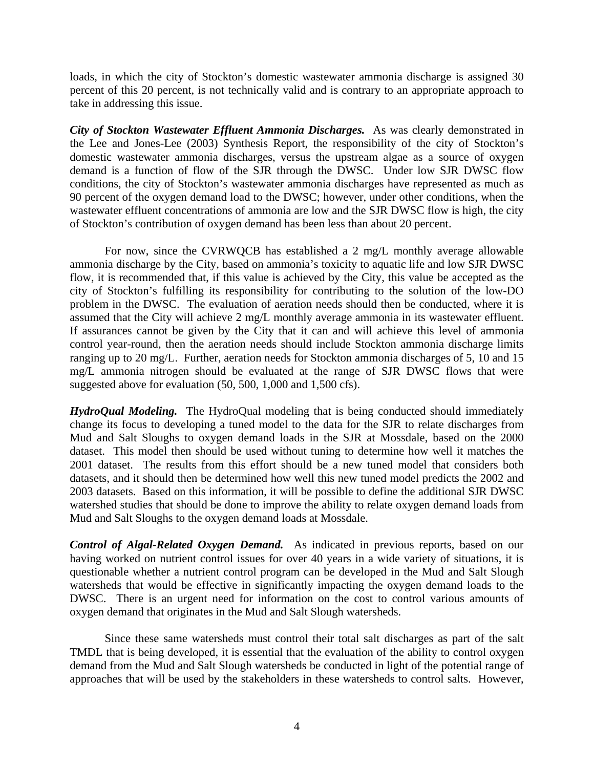loads, in which the city of Stockton's domestic wastewater ammonia discharge is assigned 30 percent of this 20 percent, is not technically valid and is contrary to an appropriate approach to take in addressing this issue.

***City of Stockton Wastewater Effluent Ammonia Discharges.*** As was clearly demonstrated in the Lee and Jones-Lee (2003) Synthesis Report, the responsibility of the city of Stockton's domestic wastewater ammonia discharges, versus the upstream algae as a source of oxygen demand is a function of flow of the SJR through the DWSC. Under low SJR DWSC flow conditions, the city of Stockton's wastewater ammonia discharges have represented as much as 90 percent of the oxygen demand load to the DWSC; however, under other conditions, when the wastewater effluent concentrations of ammonia are low and the SJR DWSC flow is high, the city of Stockton's contribution of oxygen demand has been less than about 20 percent.

For now, since the CVRWQCB has established a 2 mg/L monthly average allowable ammonia discharge by the City, based on ammonia's toxicity to aquatic life and low SJR DWSC flow, it is recommended that, if this value is achieved by the City, this value be accepted as the city of Stockton's fulfilling its responsibility for contributing to the solution of the low-DO problem in the DWSC. The evaluation of aeration needs should then be conducted, where it is assumed that the City will achieve 2 mg/L monthly average ammonia in its wastewater effluent. If assurances cannot be given by the City that it can and will achieve this level of ammonia control year-round, then the aeration needs should include Stockton ammonia discharge limits ranging up to 20 mg/L. Further, aeration needs for Stockton ammonia discharges of 5, 10 and 15 mg/L ammonia nitrogen should be evaluated at the range of SJR DWSC flows that were suggested above for evaluation (50, 500, 1,000 and 1,500 cfs).

***HydroQual Modeling.*** The HydroQual modeling that is being conducted should immediately change its focus to developing a tuned model to the data for the SJR to relate discharges from Mud and Salt Sloughs to oxygen demand loads in the SJR at Mossdale, based on the 2000 dataset. This model then should be used without tuning to determine how well it matches the 2001 dataset. The results from this effort should be a new tuned model that considers both datasets, and it should then be determined how well this new tuned model predicts the 2002 and 2003 datasets. Based on this information, it will be possible to define the additional SJR DWSC watershed studies that should be done to improve the ability to relate oxygen demand loads from Mud and Salt Sloughs to the oxygen demand loads at Mossdale.

***Control of Algal-Related Oxygen Demand.*** As indicated in previous reports, based on our having worked on nutrient control issues for over 40 years in a wide variety of situations, it is questionable whether a nutrient control program can be developed in the Mud and Salt Slough watersheds that would be effective in significantly impacting the oxygen demand loads to the DWSC. There is an urgent need for information on the cost to control various amounts of oxygen demand that originates in the Mud and Salt Slough watersheds.

Since these same watersheds must control their total salt discharges as part of the salt TMDL that is being developed, it is essential that the evaluation of the ability to control oxygen demand from the Mud and Salt Slough watersheds be conducted in light of the potential range of approaches that will be used by the stakeholders in these watersheds to control salts. However,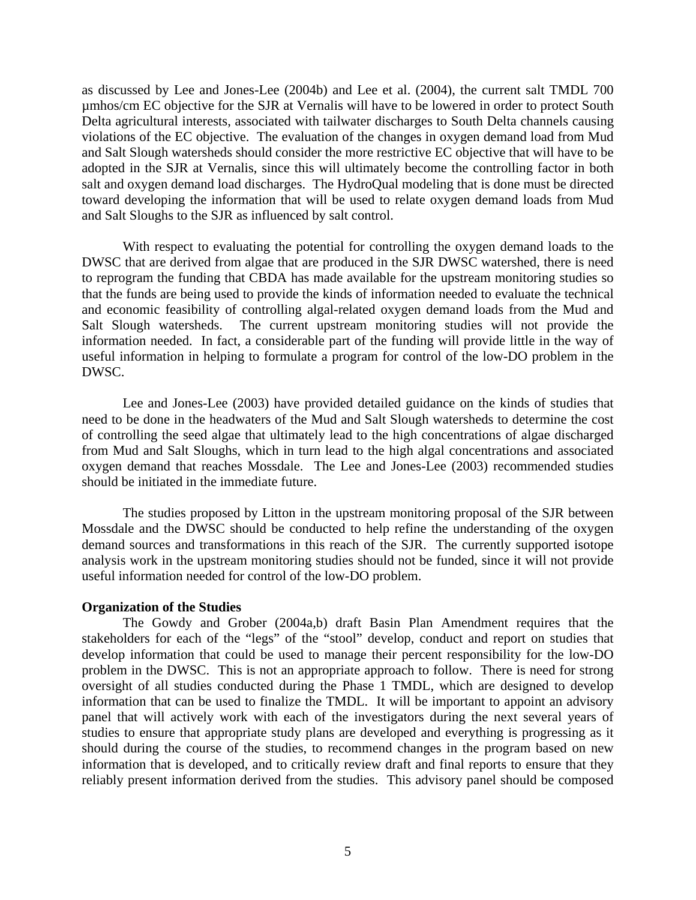as discussed by Lee and Jones-Lee (2004b) and Lee et al. (2004), the current salt TMDL 700 µmhos/cm EC objective for the SJR at Vernalis will have to be lowered in order to protect South Delta agricultural interests, associated with tailwater discharges to South Delta channels causing violations of the EC objective. The evaluation of the changes in oxygen demand load from Mud and Salt Slough watersheds should consider the more restrictive EC objective that will have to be adopted in the SJR at Vernalis, since this will ultimately become the controlling factor in both salt and oxygen demand load discharges. The HydroQual modeling that is done must be directed toward developing the information that will be used to relate oxygen demand loads from Mud and Salt Sloughs to the SJR as influenced by salt control.

With respect to evaluating the potential for controlling the oxygen demand loads to the DWSC that are derived from algae that are produced in the SJR DWSC watershed, there is need to reprogram the funding that CBDA has made available for the upstream monitoring studies so that the funds are being used to provide the kinds of information needed to evaluate the technical and economic feasibility of controlling algal-related oxygen demand loads from the Mud and Salt Slough watersheds. The current upstream monitoring studies will not provide the information needed. In fact, a considerable part of the funding will provide little in the way of useful information in helping to formulate a program for control of the low-DO problem in the DWSC.

Lee and Jones-Lee (2003) have provided detailed guidance on the kinds of studies that need to be done in the headwaters of the Mud and Salt Slough watersheds to determine the cost of controlling the seed algae that ultimately lead to the high concentrations of algae discharged from Mud and Salt Sloughs, which in turn lead to the high algal concentrations and associated oxygen demand that reaches Mossdale. The Lee and Jones-Lee (2003) recommended studies should be initiated in the immediate future.

The studies proposed by Litton in the upstream monitoring proposal of the SJR between Mossdale and the DWSC should be conducted to help refine the understanding of the oxygen demand sources and transformations in this reach of the SJR. The currently supported isotope analysis work in the upstream monitoring studies should not be funded, since it will not provide useful information needed for control of the low-DO problem.

**Organization of the Studies**

The Gowdy and Grober (2004a,b) draft Basin Plan Amendment requires that the stakeholders for each of the "legs" of the "stool" develop, conduct and report on studies that develop information that could be used to manage their percent responsibility for the low-DO problem in the DWSC. This is not an appropriate approach to follow. There is need for strong oversight of all studies conducted during the Phase 1 TMDL, which are designed to develop information that can be used to finalize the TMDL. It will be important to appoint an advisory panel that will actively work with each of the investigators during the next several years of studies to ensure that appropriate study plans are developed and everything is progressing as it should during the course of the studies, to recommend changes in the program based on new information that is developed, and to critically review draft and final reports to ensure that they reliably present information derived from the studies. This advisory panel should be composed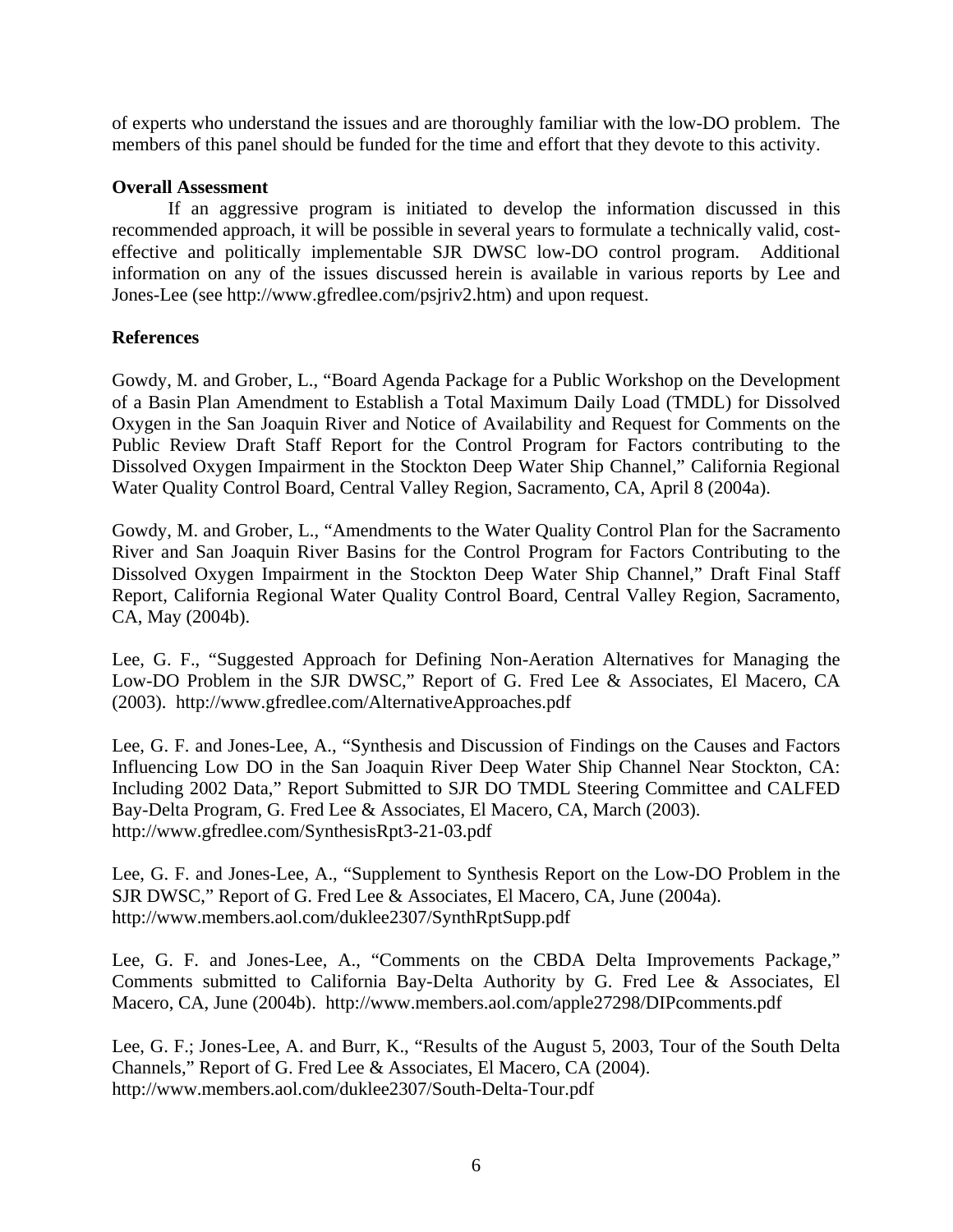of experts who understand the issues and are thoroughly familiar with the low-DO problem. The members of this panel should be funded for the time and effort that they devote to this activity.

**Overall Assessment**

If an aggressive program is initiated to develop the information discussed in this recommended approach, it will be possible in several years to formulate a technically valid, cost-effective and politically implementable SJR DWSC low-DO control program. Additional information on any of the issues discussed herein is available in various reports by Lee and Jones-Lee (see http://www.gfredlee.com/psjriv2.htm) and upon request.

**References**

Gowdy, M. and Grober, L., "Board Agenda Package for a Public Workshop on the Development of a Basin Plan Amendment to Establish a Total Maximum Daily Load (TMDL) for Dissolved Oxygen in the San Joaquin River and Notice of Availability and Request for Comments on the Public Review Draft Staff Report for the Control Program for Factors contributing to the Dissolved Oxygen Impairment in the Stockton Deep Water Ship Channel," California Regional Water Quality Control Board, Central Valley Region, Sacramento, CA, April 8 (2004a).

Gowdy, M. and Grober, L., "Amendments to the Water Quality Control Plan for the Sacramento River and San Joaquin River Basins for the Control Program for Factors Contributing to the Dissolved Oxygen Impairment in the Stockton Deep Water Ship Channel," Draft Final Staff Report, California Regional Water Quality Control Board, Central Valley Region, Sacramento, CA, May (2004b).

Lee, G. F., "Suggested Approach for Defining Non-Aeration Alternatives for Managing the Low-DO Problem in the SJR DWSC," Report of G. Fred Lee & Associates, El Macero, CA (2003). http://www.gfredlee.com/AlternativeApproaches.pdf

Lee, G. F. and Jones-Lee, A., "Synthesis and Discussion of Findings on the Causes and Factors Influencing Low DO in the San Joaquin River Deep Water Ship Channel Near Stockton, CA: Including 2002 Data," Report Submitted to SJR DO TMDL Steering Committee and CALFED Bay-Delta Program, G. Fred Lee & Associates, El Macero, CA, March (2003). http://www.gfredlee.com/SynthesisRpt3-21-03.pdf

Lee, G. F. and Jones-Lee, A., "Supplement to Synthesis Report on the Low-DO Problem in the SJR DWSC," Report of G. Fred Lee & Associates, El Macero, CA, June (2004a). http://www.members.aol.com/duklee2307/SynthRptSupp.pdf

Lee, G. F. and Jones-Lee, A., "Comments on the CBDA Delta Improvements Package," Comments submitted to California Bay-Delta Authority by G. Fred Lee & Associates, El Macero, CA, June (2004b). http://www.members.aol.com/apple27298/DIPcomments.pdf

Lee, G. F.; Jones-Lee, A. and Burr, K., "Results of the August 5, 2003, Tour of the South Delta Channels," Report of G. Fred Lee & Associates, El Macero, CA (2004). http://www.members.aol.com/duklee2307/South-Delta-Tour.pdf